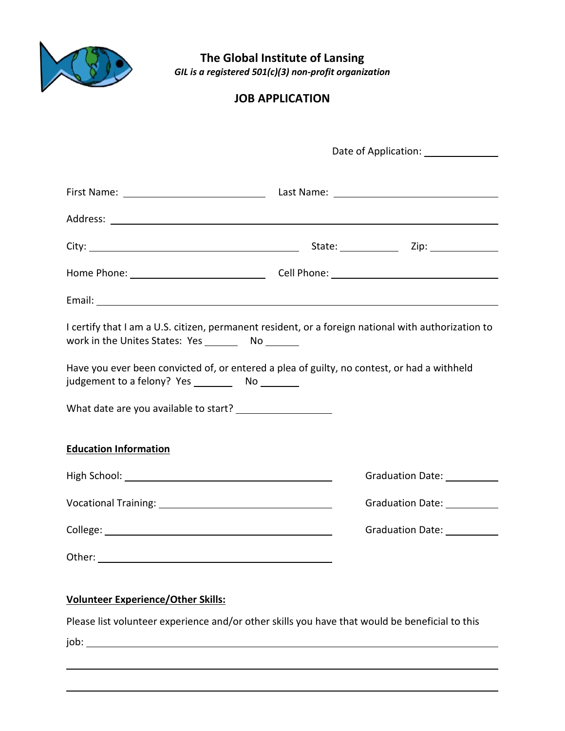# The Global Institute of Lansing

***GIL is a registered 501(c)(3) non-profit organization***

## JOB APPLICATION

Date of Application: ______________

First Name: ____________________ Last Name: ____________________

Address: ________________________________________

City: ____________________ State: __________ Zip: __________

Home Phone: ____________________ Cell Phone: ____________________

Email: ________________________________________

I certify that I am a U.S. citizen, permanent resident, or a foreign national with authorization to work in the Unites States: Yes ______ No ______

Have you ever been convicted of, or entered a plea of guilty, no contest, or had a withheld judgement to a felony? Yes _______ No _______

What date are you available to start? ________________

**<u>Education Information</u>**

High School: ______________________________ Graduation Date: __________

Vocational Training: ______________________________ Graduation Date: __________

College: ______________________________ Graduation Date: __________

Other: ______________________________

**<u>Volunteer Experience/Other Skills:</u>**

Please list volunteer experience and/or other skills you have that would be beneficial to this job: ________________________________________

________________________________________

________________________________________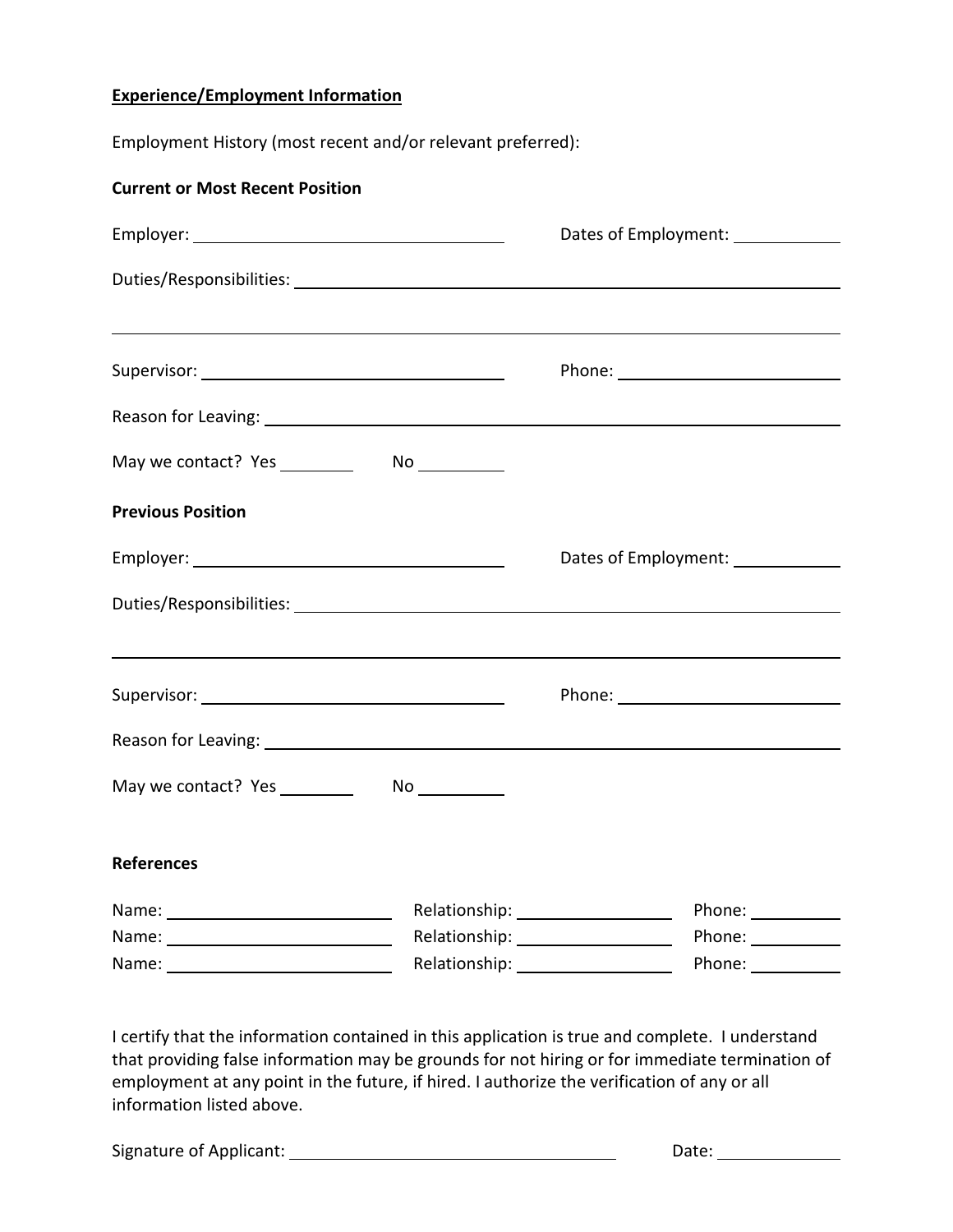**Experience/Employment Information**

Employment History (most recent and/or relevant preferred):

**Current or Most Recent Position**

Employer: ______________________________ Dates of Employment: __________

Duties/Responsibilities: ______________________________________________

_____________________________________________________________________

Supervisor: ______________________________ Phone: ______________________

Reason for Leaving: __________________________________________________

May we contact? Yes ________ No ________

**Previous Position**

Employer: ______________________________ Dates of Employment: __________

Duties/Responsibilities: ______________________________________________

_____________________________________________________________________

Supervisor: ______________________________ Phone: ______________________

Reason for Leaving: __________________________________________________

May we contact? Yes ________ No ________

**References**

Name: ______________________ Relationship: ________________ Phone: __________
Name: ______________________ Relationship: ________________ Phone: __________
Name: ______________________ Relationship: ________________ Phone: __________

I certify that the information contained in this application is true and complete. I understand that providing false information may be grounds for not hiring or for immediate termination of employment at any point in the future, if hired. I authorize the verification of any or all information listed above.

Signature of Applicant: ______________________________ Date: ____________